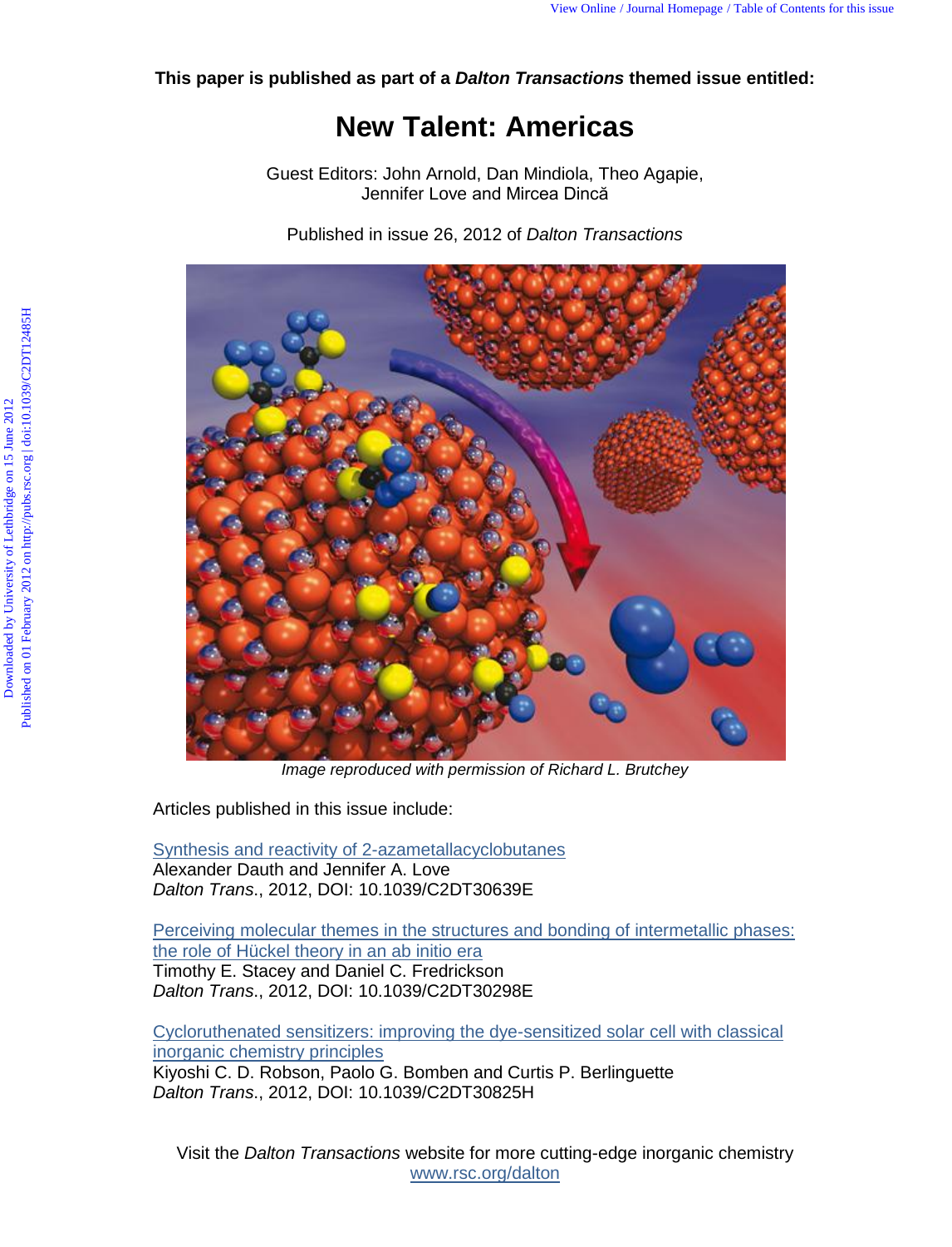**This paper is published as part of a *Dalton Transactions* themed issue entitled:**

# New Talent: Americas

Guest Editors: John Arnold, Dan Mindiola, Theo Agapie, Jennifer Love and Mircea Dincă

Published in issue 26, 2012 of *Dalton Transactions*

*Image reproduced with permission of Richard L. Brutchey*

Articles published in this issue include:

Synthesis and reactivity of 2-azametallacyclobutanes
Alexander Dauth and Jennifer A. Love
*Dalton Trans.*, 2012, DOI: 10.1039/C2DT30639E

Perceiving molecular themes in the structures and bonding of intermetallic phases: the role of Hückel theory in an ab initio era
Timothy E. Stacey and Daniel C. Fredrickson
*Dalton Trans.*, 2012, DOI: 10.1039/C2DT30298E

Cycloruthenated sensitizers: improving the dye-sensitized solar cell with classical inorganic chemistry principles
Kiyoshi C. D. Robson, Paolo G. Bomben and Curtis P. Berlinguette
*Dalton Trans.*, 2012, DOI: 10.1039/C2DT30825H

Visit the *Dalton Transactions* website for more cutting-edge inorganic chemistry
www.rsc.org/dalton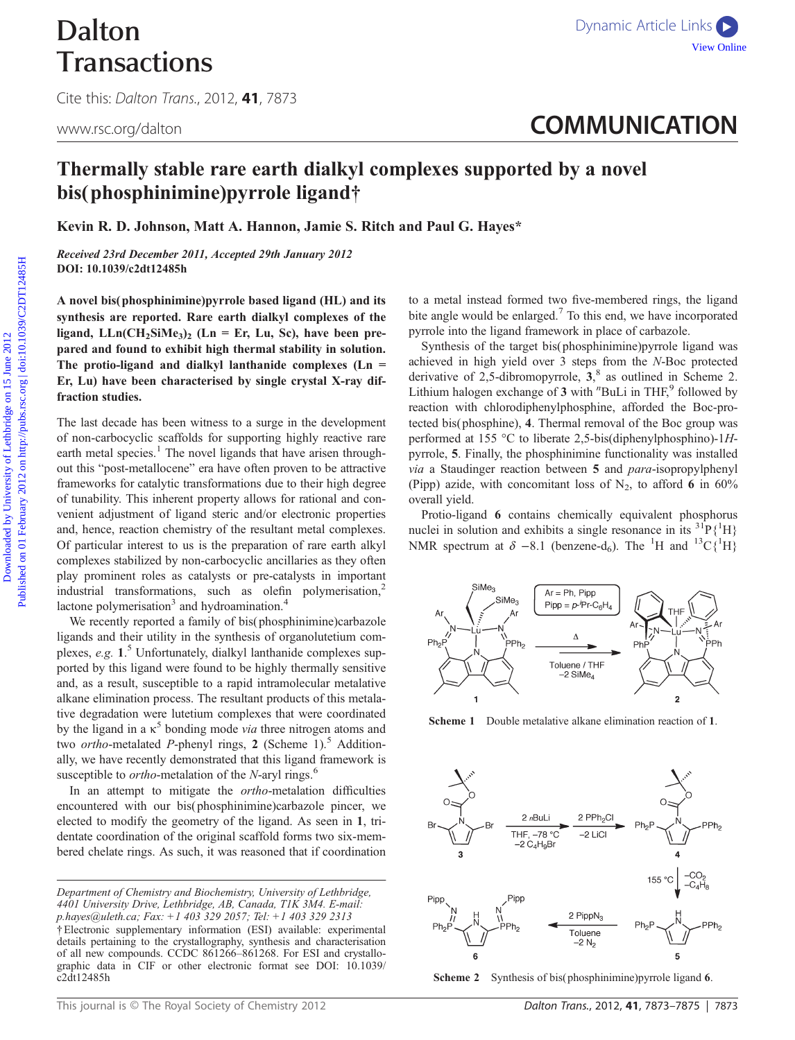# Thermally stable rare earth dialkyl complexes supported by a novel bis(phosphinimine)pyrrole ligand†

**Kevin R. D. Johnson, Matt A. Hannon, Jamie S. Ritch and Paul G. Hayes\***

*Received 23rd December 2011, Accepted 29th January 2012*
**DOI: 10.1039/c2dt12485h**

**A novel bis(phosphinimine)pyrrole based ligand (HL) and its synthesis are reported. Rare earth dialkyl complexes of the ligand, $LLn(CH_2SiMe_3)_2$ (Ln = Er, Lu, Sc), have been prepared and found to exhibit high thermal stability in solution. The protio-ligand and dialkyl lanthanide complexes (Ln = Er, Lu) have been characterised by single crystal X-ray diffraction studies.**

The last decade has been witness to a surge in the development of non-carbocyclic scaffolds for supporting highly reactive rare earth metal species.[1] The novel ligands that have arisen throughout this "post-metallocene" era have often proven to be attractive frameworks for catalytic transformations due to their high degree of tunability. This inherent property allows for rational and convenient adjustment of ligand steric and/or electronic properties and, hence, reaction chemistry of the resultant metal complexes. Of particular interest to us is the preparation of rare earth alkyl complexes stabilized by non-carbocyclic ancillaries as they often play prominent roles as catalysts or pre-catalysts in important industrial transformations, such as olefin polymerisation,[2] lactone polymerisation[3] and hydroamination.[4]

We recently reported a family of bis(phosphinimine)carbazole ligands and their utility in the synthesis of organolutetium complexes, *e.g.* **1**.[5] Unfortunately, dialkyl lanthanide complexes supported by this ligand were found to be highly thermally sensitive and, as a result, susceptible to a rapid intramolecular metalative alkane elimination process. The resultant products of this metalative degradation were lutetium complexes that were coordinated by the ligand in a $\kappa^5$ bonding mode *via* three nitrogen atoms and two *ortho*-metalated *P*-phenyl rings, **2** (Scheme 1).[5] Additionally, we have recently demonstrated that this ligand framework is susceptible to *ortho*-metalation of the *N*-aryl rings.[6]

In an attempt to mitigate the *ortho*-metalation difficulties encountered with our bis(phosphinimine)carbazole pincer, we elected to modify the geometry of the ligand. As seen in **1**, tridentate coordination of the original scaffold forms two six-membered chelate rings. As such, it was reasoned that if coordination to a metal instead formed two five-membered rings, the ligand bite angle would be enlarged.[7] To this end, we have incorporated pyrrole into the ligand framework in place of carbazole.

Synthesis of the target bis(phosphinimine)pyrrole ligand was achieved in high yield over 3 steps from the *N*-Boc protected derivative of 2,5-dibromopyrrole, **3**,[8] as outlined in Scheme 2. Lithium halogen exchange of **3** with $^n$BuLi in THF,[9] followed by reaction with chlorodiphenylphosphine, afforded the Boc-protected bis(phosphine), **4**. Thermal removal of the Boc group was performed at 155 °C to liberate 2,5-bis(diphenylphosphino)-1*H*-pyrrole, **5**. Finally, the phosphinimine functionality was installed *via* a Staudinger reaction between **5** and *para*-isopropylphenyl (Pipp) azide, with concomitant loss of $N_2$, to afford **6** in 60% overall yield.

Protio-ligand **6** contains chemically equivalent phosphorus nuclei in solution and exhibits a single resonance in its $^{31}P\{^1H\}$ NMR spectrum at $\delta$ −8.1 (benzene-d$_6$). The $^1H$ and $^{13}C\{^1H\}$

Scheme 1 Double metalative alkane elimination reaction of **1**.

Scheme 2 Synthesis of bis(phosphinimine)pyrrole ligand **6**.

Department of Chemistry and Biochemistry, University of Lethbridge, 4401 University Drive, Lethbridge, AB, Canada, T1K 3M4. E-mail: p.hayes@uleth.ca; Fax: +1 403 329 2057; Tel: +1 403 329 2313

† Electronic supplementary information (ESI) available: experimental details pertaining to the crystallography, synthesis and characterisation of all new compounds. CCDC 861266–861268. For ESI and crystallographic data in CIF or other electronic format see DOI: 10.1039/c2dt12485h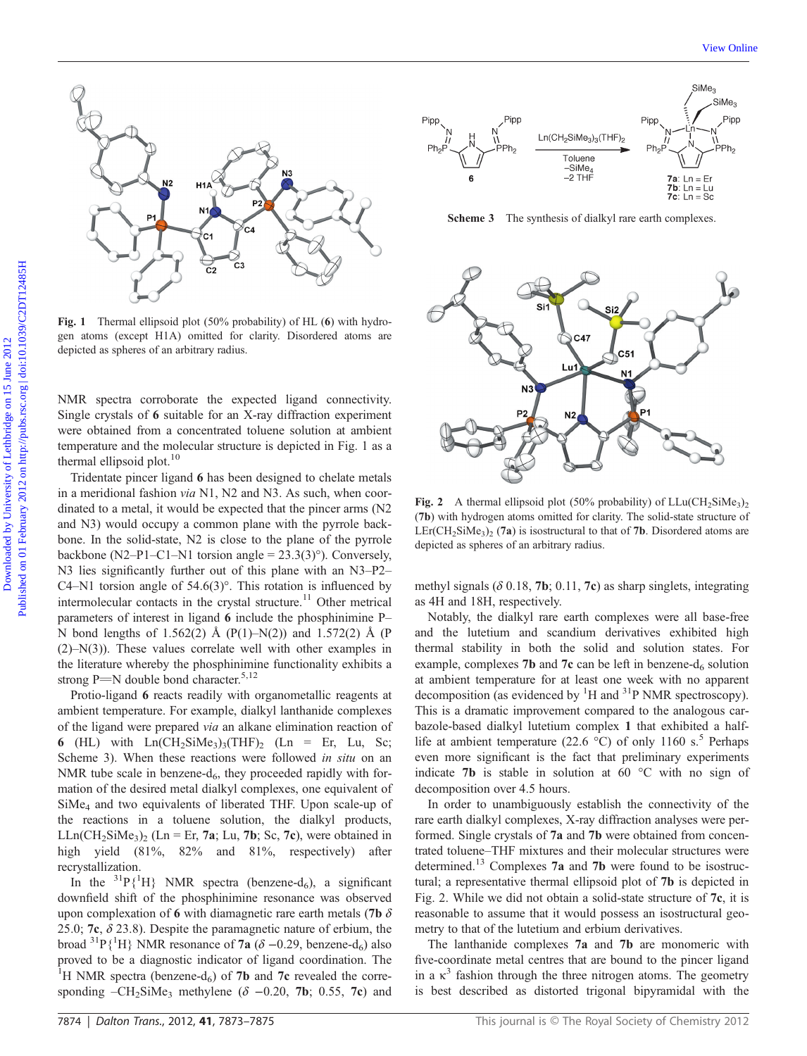Fig. 1 Thermal ellipsoid plot (50% probability) of HL (**6**) with hydrogen atoms (except H1A) omitted for clarity. Disordered atoms are depicted as spheres of an arbitrary radius.

NMR spectra corroborate the expected ligand connectivity. Single crystals of **6** suitable for an X-ray diffraction experiment were obtained from a concentrated toluene solution at ambient temperature and the molecular structure is depicted in Fig. 1 as a thermal ellipsoid plot.[10]

Tridentate pincer ligand **6** has been designed to chelate metals in a meridional fashion *via* N1, N2 and N3. As such, when coordinated to a metal, it would be expected that the pincer arms (N2 and N3) would occupy a common plane with the pyrrole backbone. In the solid-state, N2 is close to the plane of the pyrrole backbone (N2–P1–C1–N1 torsion angle = 23.3(3)°). Conversely, N3 lies significantly further out of this plane with an N3–P2–C4–N1 torsion angle of 54.6(3)°. This rotation is influenced by intermolecular contacts in the crystal structure.[11] Other metrical parameters of interest in ligand **6** include the phosphinimine P–N bond lengths of 1.562(2) Å (P(1)–N(2)) and 1.572(2) Å (P(2)–N(3)). These values correlate well with other examples in the literature whereby the phosphinimine functionality exhibits a strong P=N double bond character.[5,12]

Protio-ligand **6** reacts readily with organometallic reagents at ambient temperature. For example, dialkyl lanthanide complexes of the ligand were prepared *via* an alkane elimination reaction of **6** (HL) with $Ln(CH_2SiMe_3)_3(THF)_2$ (Ln = Er, Lu, Sc; Scheme 3). When these reactions were followed *in situ* on an NMR tube scale in benzene-$d_6$, they proceeded rapidly with formation of the desired metal dialkyl complexes, one equivalent of $SiMe_4$ and two equivalents of liberated THF. Upon scale-up of the reactions in a toluene solution, the dialkyl products, $LLn(CH_2SiMe_3)_2$ (Ln = Er, **7a**; Lu, **7b**; Sc, **7c**), were obtained in high yield (81%, 82% and 81%, respectively) after recrystallization.

In the $^{31}P\{^1H\}$ NMR spectra (benzene-$d_6$), a significant downfield shift of the phosphinimine resonance was observed upon complexation of **6** with diamagnetic rare earth metals (**7b** $\delta$ 25.0; **7c**, $\delta$ 23.8). Despite the paramagnetic nature of erbium, the broad $^{31}P\{^1H\}$ NMR resonance of **7a** ($\delta$ −0.29, benzene-$d_6$) also proved to be a diagnostic indicator of ligand coordination. The $^1H$ NMR spectra (benzene-$d_6$) of **7b** and **7c** revealed the corresponding $-CH_2SiMe_3$ methylene ($\delta$ −0.20, **7b**; 0.55, **7c**) and

Scheme 3 The synthesis of dialkyl rare earth complexes.

Fig. 2 A thermal ellipsoid plot (50% probability) of $LLu(CH_2SiMe_3)_2$ (**7b**) with hydrogen atoms omitted for clarity. The solid-state structure of $LEr(CH_2SiMe_3)_2$ (**7a**) is isostructural to that of **7b**. Disordered atoms are depicted as spheres of an arbitrary radius.

methyl signals ($\delta$ 0.18, **7b**; 0.11, **7c**) as sharp singlets, integrating as 4H and 18H, respectively.

Notably, the dialkyl rare earth complexes were all base-free and the lutetium and scandium derivatives exhibited high thermal stability in both the solid and solution states. For example, complexes **7b** and **7c** can be left in benzene-$d_6$ solution at ambient temperature for at least one week with no apparent decomposition (as evidenced by $^1H$ and $^{31}P$ NMR spectroscopy). This is a dramatic improvement compared to the analogous carbazole-based dialkyl lutetium complex **1** that exhibited a half-life at ambient temperature (22.6 °C) of only 1160 s.[5] Perhaps even more significant is the fact that preliminary experiments indicate **7b** is stable in solution at 60 °C with no sign of decomposition over 4.5 hours.

In order to unambiguously establish the connectivity of the rare earth dialkyl complexes, X-ray diffraction analyses were performed. Single crystals of **7a** and **7b** were obtained from concentrated toluene–THF mixtures and their molecular structures were determined.[13] Complexes **7a** and **7b** were found to be isostructural; a representative thermal ellipsoid plot of **7b** is depicted in Fig. 2. While we did not obtain a solid-state structure of **7c**, it is reasonable to assume that it would possess an isostructural geometry to that of the lutetium and erbium derivatives.

The lanthanide complexes **7a** and **7b** are monomeric with five-coordinate metal centres that are bound to the pincer ligand in a $\kappa^3$ fashion through the three nitrogen atoms. The geometry is best described as distorted trigonal bipyramidal with the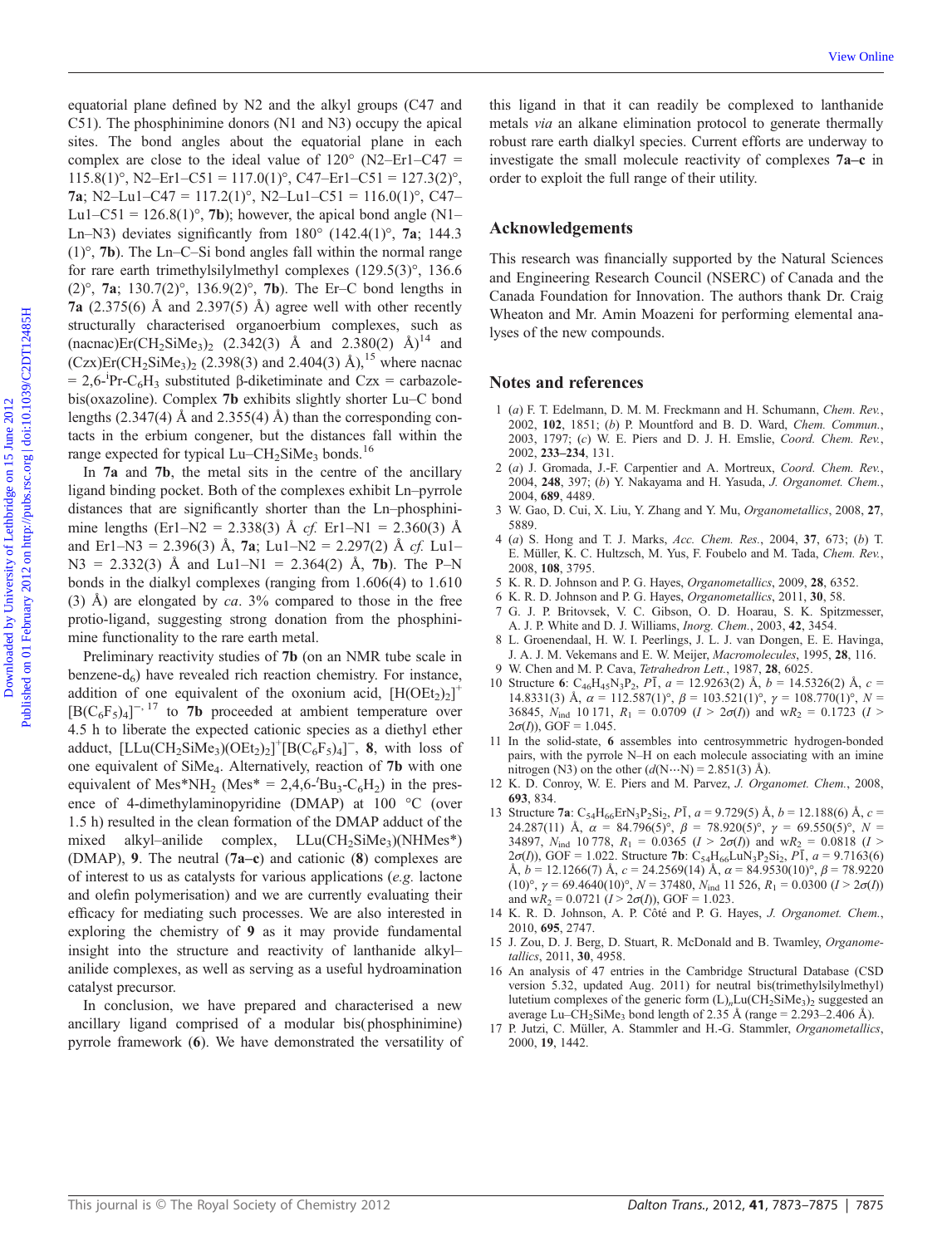equatorial plane defined by N2 and the alkyl groups (C47 and C51). The phosphinimine donors (N1 and N3) occupy the apical sites. The bond angles about the equatorial plane in each complex are close to the ideal value of 120° (N2–Er1–C47 = 115.8(1)°, N2–Er1–C51 = 117.0(1)°, C47–Er1–C51 = 127.3(2)°, **7a**; N2–Lu1–C47 = 117.2(1)°, N2–Lu1–C51 = 116.0(1)°, C47–Lu1–C51 = 126.8(1)°, **7b**); however, the apical bond angle (N1–Ln–N3) deviates significantly from 180° (142.4(1)°, **7a**; 144.3 (1)°, **7b**). The Ln–C–Si bond angles fall within the normal range for rare earth trimethylsilylmethyl complexes (129.5(3)°, 136.6 (2)°, **7a**; 130.7(2)°, 136.9(2)°, **7b**). The Er–C bond lengths in **7a** (2.375(6) Å and 2.397(5) Å) agree well with other recently structurally characterised organoerbium complexes, such as (nacnac)Er($CH_2SiMe_3$)$_2$ (2.342(3) Å and 2.380(2) Å)[14] and (Czx)Er($CH_2SiMe_3$)$_2$ (2.398(3) and 2.404(3) Å),[15] where nacnac = 2,6-$^i$Pr-$C_6H_3$ substituted β-diketiminate and Czx = carbazole-bis(oxazoline). Complex **7b** exhibits slightly shorter Lu–C bond lengths (2.347(4) Å and 2.355(4) Å) than the corresponding contacts in the erbium congener, but the distances fall within the range expected for typical Lu–$CH_2SiMe_3$ bonds.[16]

In **7a** and **7b**, the metal sits in the centre of the ancillary ligand binding pocket. Both of the complexes exhibit Ln–pyrrole distances that are significantly shorter than the Ln–phosphinimine lengths (Er1–N2 = 2.338(3) Å *cf.* Er1–N1 = 2.360(3) Å and Er1–N3 = 2.396(3) Å, **7a**; Lu1–N2 = 2.297(2) Å *cf.* Lu1–N3 = 2.332(3) Å and Lu1–N1 = 2.364(2) Å, **7b**). The P–N bonds in the dialkyl complexes (ranging from 1.606(4) to 1.610 (3) Å) are elongated by *ca.* 3% compared to those in the free protio-ligand, suggesting strong donation from the phosphinimine functionality to the rare earth metal.

Preliminary reactivity studies of **7b** (on an NMR tube scale in benzene-$d_6$) have revealed rich reaction chemistry. For instance, addition of one equivalent of the oxonium acid, $[H(OEt_2)_2]^+$ $[B(C_6F_5)_4]^-$,[17] to **7b** proceeded at ambient temperature over 4.5 h to liberate the expected cationic species as a diethyl ether adduct, $[LLu(CH_2SiMe_3)(OEt_2)_2]^+[B(C_6F_5)_4]^-$, **8**, with loss of one equivalent of $SiMe_4$. Alternatively, reaction of **7b** with one equivalent of Mes*$NH_2$ (Mes* = 2,4,6-$^t$Bu$_3$-$C_6H_2$) in the presence of 4-dimethylaminopyridine (DMAP) at 100 °C (over 1.5 h) resulted in the clean formation of the DMAP adduct of the mixed alkyl–anilide complex, LLu($CH_2SiMe_3$)(NHMes*)(DMAP), **9**. The neutral (**7a–c**) and cationic (**8**) complexes are of interest to us as catalysts for various applications (*e.g.* lactone and olefin polymerisation) and we are currently evaluating their efficacy for mediating such processes. We are also interested in exploring the chemistry of **9** as it may provide fundamental insight into the structure and reactivity of lanthanide alkyl–anilide complexes, as well as serving as a useful hydroamination catalyst precursor.

In conclusion, we have prepared and characterised a new ancillary ligand comprised of a modular bis(phosphinimine) pyrrole framework (**6**). We have demonstrated the versatility of this ligand in that it can readily be complexed to lanthanide metals *via* an alkane elimination protocol to generate thermally robust rare earth dialkyl species. Current efforts are underway to investigate the small molecule reactivity of complexes **7a–c** in order to exploit the full range of their utility.

## Acknowledgements

This research was financially supported by the Natural Sciences and Engineering Research Council (NSERC) of Canada and the Canada Foundation for Innovation. The authors thank Dr. Craig Wheaton and Mr. Amin Moazeni for performing elemental analyses of the new compounds.

## Notes and references

1 (*a*) F. T. Edelmann, D. M. M. Freckmann and H. Schumann, *Chem. Rev.*, 2002, **102**, 1851; (*b*) P. Mountford and B. D. Ward, *Chem. Commun.*, 2003, 1797; (*c*) W. E. Piers and D. J. H. Emslie, *Coord. Chem. Rev.*, 2002, **233–234**, 131.

2 (*a*) J. Gromada, J.-F. Carpentier and A. Mortreux, *Coord. Chem. Rev.*, 2004, **248**, 397; (*b*) Y. Nakayama and H. Yasuda, *J. Organomet. Chem.*, 2004, **689**, 4489.

3 W. Gao, D. Cui, X. Liu, Y. Zhang and Y. Mu, *Organometallics*, 2008, **27**, 5889.

4 (*a*) S. Hong and T. J. Marks, *Acc. Chem. Res.*, 2004, **37**, 673; (*b*) T. E. Müller, K. C. Hultzsch, M. Yus, F. Foubelo and M. Tada, *Chem. Rev.*, 2008, **108**, 3795.

5 K. R. D. Johnson and P. G. Hayes, *Organometallics*, 2009, **28**, 6352.

6 K. R. D. Johnson and P. G. Hayes, *Organometallics*, 2011, **30**, 58.

7 G. J. P. Britovsek, V. C. Gibson, O. D. Hoarau, S. K. Spitzmesser, A. J. P. White and D. J. Williams, *Inorg. Chem.*, 2003, **42**, 3454.

8 L. Groenendaal, H. W. I. Peerlings, J. L. J. van Dongen, E. E. Havinga, J. A. J. M. Vekemans and E. W. Meijer, *Macromolecules*, 1995, **28**, 116.

9 W. Chen and M. P. Cava, *Tetrahedron Lett.*, 1987, **28**, 6025.

10 Structure **6**: $C_{46}H_{45}N_3P_2$, $P\bar{1}$, $a$ = 12.9263(2) Å, $b$ = 14.5326(2) Å, $c$ = 14.8331(3) Å, $\alpha$ = 112.587(1)°, $\beta$ = 103.521(1)°, $\gamma$ = 108.770(1)°, $N$ = 36845, $N_{ind}$ 10 171, $R_1$ = 0.0709 ($I > 2\sigma(I)$) and w$R_2$ = 0.1723 ($I > 2\sigma(I)$), GOF = 1.045.

11 In the solid-state, **6** assembles into centrosymmetric hydrogen-bonded pairs, with the pyrrole N–H on each molecule associating with an imine nitrogen (N3) on the other ($d$(N⋯N) = 2.851(3) Å).

12 K. D. Conroy, W. E. Piers and M. Parvez, *J. Organomet. Chem.*, 2008, **693**, 834.

13 Structure **7a**: $C_{54}H_{66}ErN_3P_2Si_2$, $P\bar{1}$, $a$ = 9.729(5) Å, $b$ = 12.188(6) Å, $c$ = 24.287(11) Å, $\alpha$ = 84.796(5)°, $\beta$ = 78.920(5)°, $\gamma$ = 69.550(5)°, $N$ = 34897, $N_{ind}$ 10 778, $R_1$ = 0.0365 ($I > 2\sigma(I)$) and w$R_2$ = 0.0818 ($I > 2\sigma(I)$), GOF = 1.022. Structure **7b**: $C_{54}H_{66}LuN_3P_2Si_2$, $P\bar{1}$, $a$ = 9.7163(6) Å, $b$ = 12.1266(7) Å, $c$ = 24.2569(14) Å, $\alpha$ = 84.9530(10)°, $\beta$ = 78.9220 (10)°, $\gamma$ = 69.4640(10)°, $N$ = 37480, $N_{ind}$ 11 526, $R_1$ = 0.0300 ($I > 2\sigma(I)$) and w$R_2$ = 0.0721 ($I > 2\sigma(I)$), GOF = 1.023.

14 K. R. D. Johnson, A. P. Côté and P. G. Hayes, *J. Organomet. Chem.*, 2010, **695**, 2747.

15 J. Zou, D. J. Berg, D. Stuart, R. McDonald and B. Twamley, *Organometallics*, 2011, **30**, 4958.

16 An analysis of 47 entries in the Cambridge Structural Database (CSD version 5.32, updated Aug. 2011) for neutral bis(trimethylsilylmethyl) lutetium complexes of the generic form (L)$_n$Lu($CH_2SiMe_3$)$_2$ suggested an average Lu–$CH_2SiMe_3$ bond length of 2.35 Å (range = 2.293–2.406 Å).

17 P. Jutzi, C. Müller, A. Stammler and H.-G. Stammler, *Organometallics*, 2000, **19**, 1442.